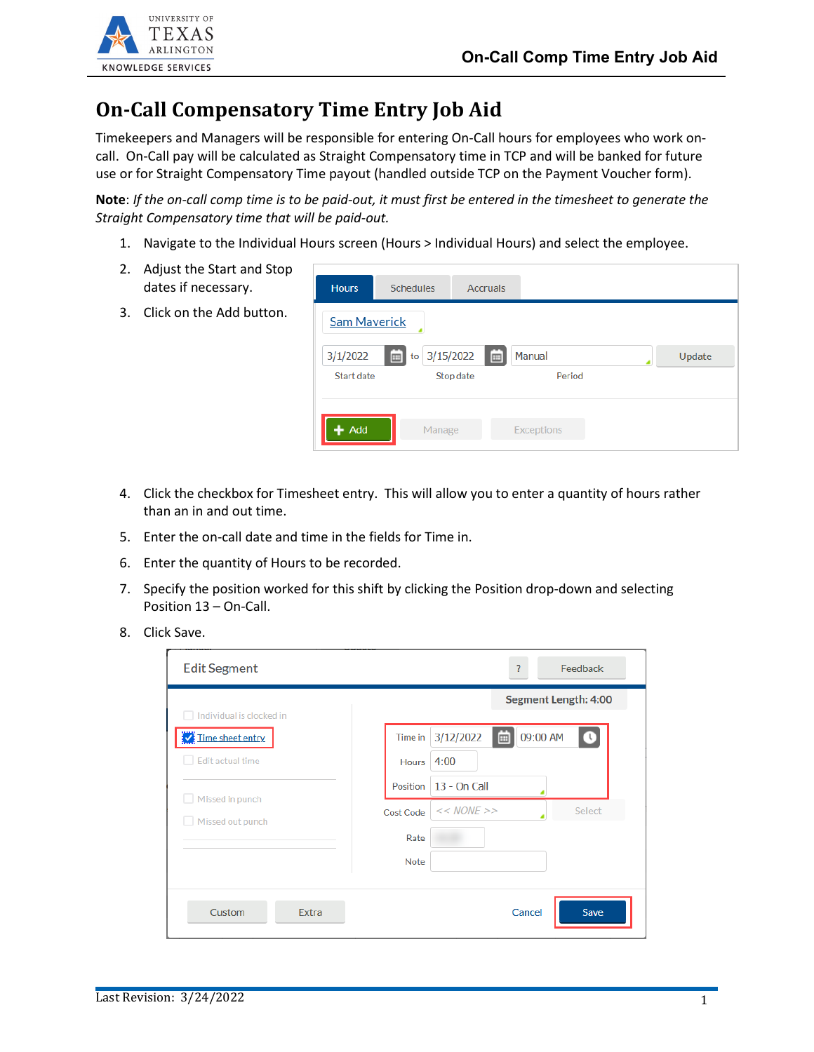# On-Call Compensatory Time Entry Job Aid

Timekeepers and Managers will be responsible for entering On-Call hours for employees who work on-call. On-Call pay will be calculated as Straight Compensatory time in TCP and will be banked for future use or for Straight Compensatory Time payout (handled outside TCP on the Payment Voucher form).

**Note**: *If the on-call comp time is to be paid-out, it must first be entered in the timesheet to generate the Straight Compensatory time that will be paid-out.*

1. Navigate to the Individual Hours screen (Hours > Individual Hours) and select the employee.
2. Adjust the Start and Stop dates if necessary.
3. Click on the Add button.
4. Click the checkbox for Timesheet entry. This will allow you to enter a quantity of hours rather than an in and out time.
5. Enter the on-call date and time in the fields for Time in.
6. Enter the quantity of Hours to be recorded.
7. Specify the position worked for this shift by clicking the Position drop-down and selecting Position 13 – On-Call.
8. Click Save.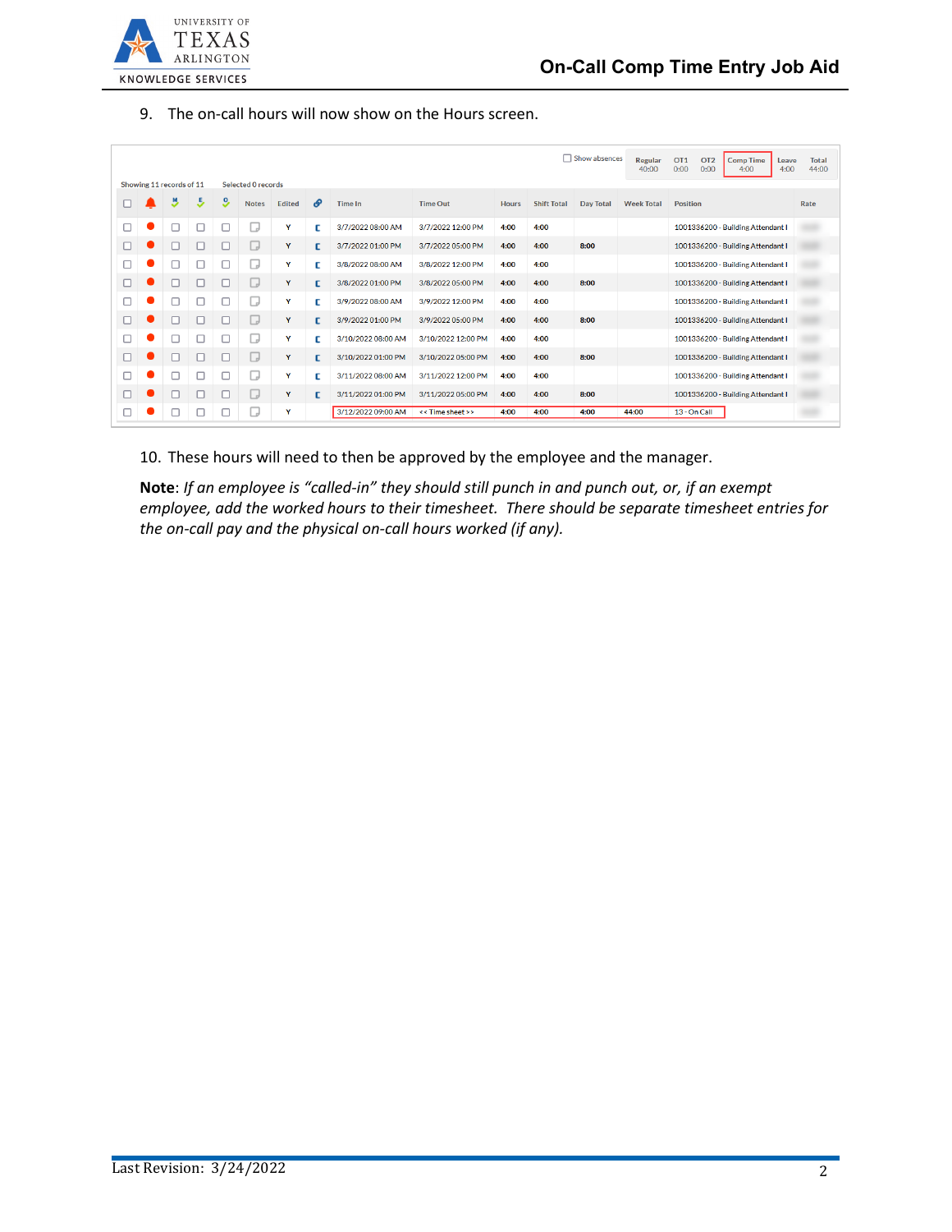9. The on-call hours will now show on the Hours screen.

| Show absences | Regular | OT1 | OT2 | Comp Time | Leave | Total |
|---|---|---|---|---|---|---|
| | 40:00 | 0:00 | 0:00 | 4:00 | 4:00 | 44:00 |

Showing 11 records of 11   Selected 0 records

| | | M | E | O | Notes | Edited | | Time In | Time Out | Hours | Shift Total | Day Total | Week Total | Position | Rate |
|---|---|---|---|---|---|---|---|---|---|---|---|---|---|---|---|
| | | | | | | Y | [ | 3/7/2022 08:00 AM | 3/7/2022 12:00 PM | 4:00 | 4:00 | | | 1001336200 - Building Attendant I | |
| | | | | | | Y | [ | 3/7/2022 01:00 PM | 3/7/2022 05:00 PM | 4:00 | 4:00 | 8:00 | | 1001336200 - Building Attendant I | |
| | | | | | | Y | [ | 3/8/2022 08:00 AM | 3/8/2022 12:00 PM | 4:00 | 4:00 | | | 1001336200 - Building Attendant I | |
| | | | | | | Y | [ | 3/8/2022 01:00 PM | 3/8/2022 05:00 PM | 4:00 | 4:00 | 8:00 | | 1001336200 - Building Attendant I | |
| | | | | | | Y | [ | 3/9/2022 08:00 AM | 3/9/2022 12:00 PM | 4:00 | 4:00 | | | 1001336200 - Building Attendant I | |
| | | | | | | Y | [ | 3/9/2022 01:00 PM | 3/9/2022 05:00 PM | 4:00 | 4:00 | 8:00 | | 1001336200 - Building Attendant I | |
| | | | | | | Y | [ | 3/10/2022 08:00 AM | 3/10/2022 12:00 PM | 4:00 | 4:00 | | | 1001336200 - Building Attendant I | |
| | | | | | | Y | [ | 3/10/2022 01:00 PM | 3/10/2022 05:00 PM | 4:00 | 4:00 | 8:00 | | 1001336200 - Building Attendant I | |
| | | | | | | Y | [ | 3/11/2022 08:00 AM | 3/11/2022 12:00 PM | 4:00 | 4:00 | | | 1001336200 - Building Attendant I | |
| | | | | | | Y | [ | 3/11/2022 01:00 PM | 3/11/2022 05:00 PM | 4:00 | 4:00 | 8:00 | | 1001336200 - Building Attendant I | |
| | | | | | | Y | | 3/12/2022 09:00 AM | << Time sheet >> | 4:00 | 4:00 | 4:00 | 44:00 | 13 - On Call | |

10. These hours will need to then be approved by the employee and the manager.

**Note**: *If an employee is "called-in" they should still punch in and punch out, or, if an exempt employee, add the worked hours to their timesheet. There should be separate timesheet entries for the on-call pay and the physical on-call hours worked (if any).*